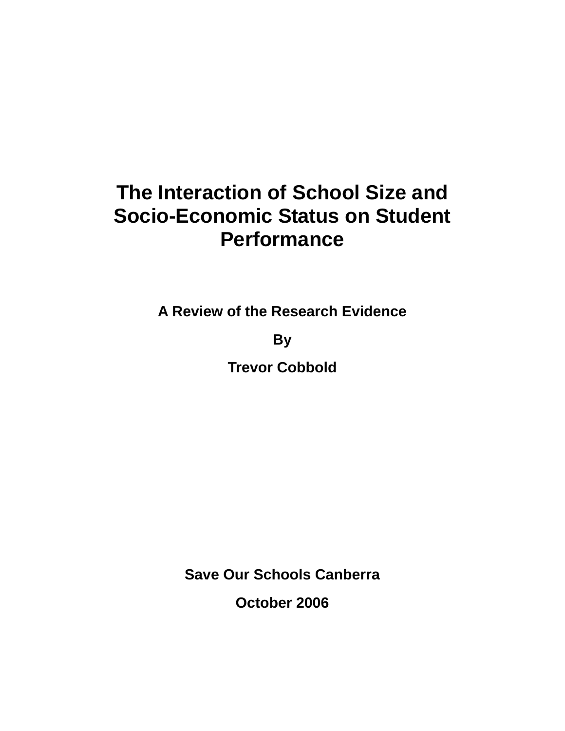# The Interaction of School Size and Socio-Economic Status on Student Performance

**A Review of the Research Evidence**

**By**

**Trevor Cobbold**

**Save Our Schools Canberra**

**October 2006**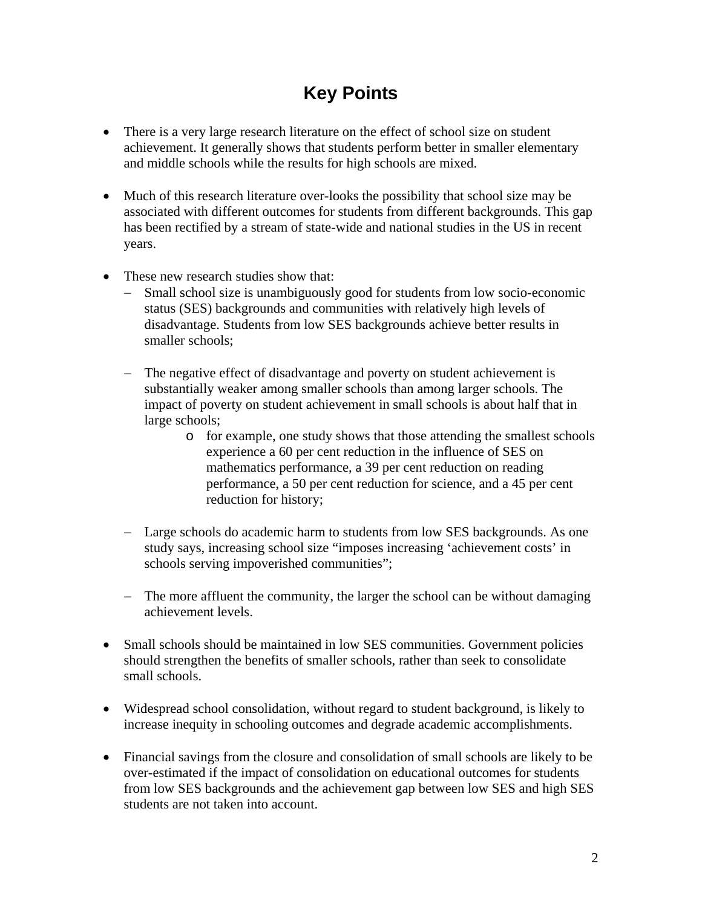# Key Points

- There is a very large research literature on the effect of school size on student achievement. It generally shows that students perform better in smaller elementary and middle schools while the results for high schools are mixed.

- Much of this research literature over-looks the possibility that school size may be associated with different outcomes for students from different backgrounds. This gap has been rectified by a stream of state-wide and national studies in the US in recent years.

- These new research studies show that:
  - Small school size is unambiguously good for students from low socio-economic status (SES) backgrounds and communities with relatively high levels of disadvantage. Students from low SES backgrounds achieve better results in smaller schools;

  - The negative effect of disadvantage and poverty on student achievement is substantially weaker among smaller schools than among larger schools. The impact of poverty on student achievement in small schools is about half that in large schools;
    - for example, one study shows that those attending the smallest schools experience a 60 per cent reduction in the influence of SES on mathematics performance, a 39 per cent reduction on reading performance, a 50 per cent reduction for science, and a 45 per cent reduction for history;

  - Large schools do academic harm to students from low SES backgrounds. As one study says, increasing school size "imposes increasing 'achievement costs' in schools serving impoverished communities";

  - The more affluent the community, the larger the school can be without damaging achievement levels.

- Small schools should be maintained in low SES communities. Government policies should strengthen the benefits of smaller schools, rather than seek to consolidate small schools.

- Widespread school consolidation, without regard to student background, is likely to increase inequity in schooling outcomes and degrade academic accomplishments.

- Financial savings from the closure and consolidation of small schools are likely to be over-estimated if the impact of consolidation on educational outcomes for students from low SES backgrounds and the achievement gap between low SES and high SES students are not taken into account.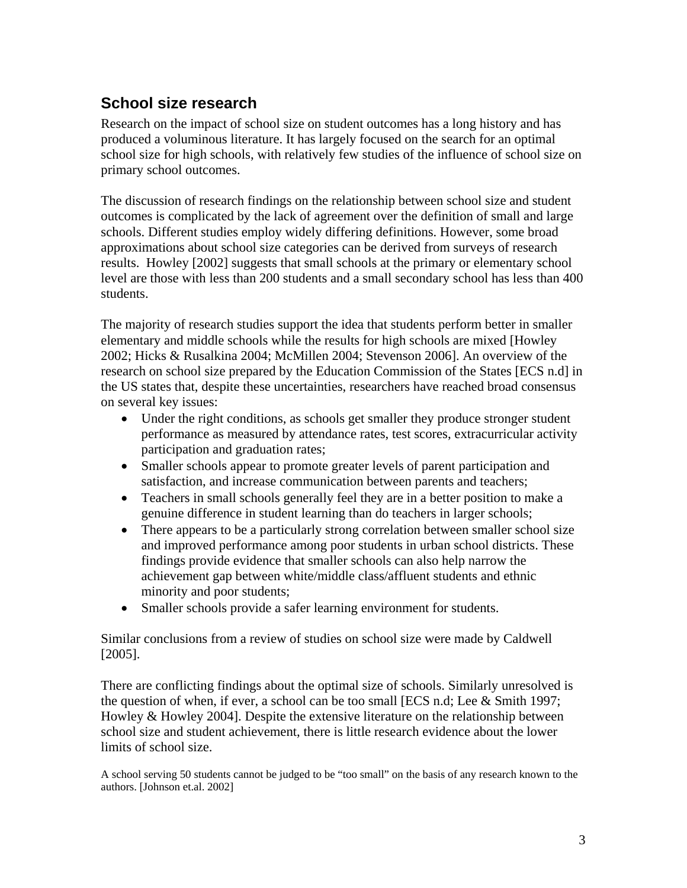## School size research

Research on the impact of school size on student outcomes has a long history and has produced a voluminous literature. It has largely focused on the search for an optimal school size for high schools, with relatively few studies of the influence of school size on primary school outcomes.

The discussion of research findings on the relationship between school size and student outcomes is complicated by the lack of agreement over the definition of small and large schools. Different studies employ widely differing definitions. However, some broad approximations about school size categories can be derived from surveys of research results. Howley [2002] suggests that small schools at the primary or elementary school level are those with less than 200 students and a small secondary school has less than 400 students.

The majority of research studies support the idea that students perform better in smaller elementary and middle schools while the results for high schools are mixed [Howley 2002; Hicks & Rusalkina 2004; McMillen 2004; Stevenson 2006]. An overview of the research on school size prepared by the Education Commission of the States [ECS n.d] in the US states that, despite these uncertainties, researchers have reached broad consensus on several key issues:

- Under the right conditions, as schools get smaller they produce stronger student performance as measured by attendance rates, test scores, extracurricular activity participation and graduation rates;
- Smaller schools appear to promote greater levels of parent participation and satisfaction, and increase communication between parents and teachers;
- Teachers in small schools generally feel they are in a better position to make a genuine difference in student learning than do teachers in larger schools;
- There appears to be a particularly strong correlation between smaller school size and improved performance among poor students in urban school districts. These findings provide evidence that smaller schools can also help narrow the achievement gap between white/middle class/affluent students and ethnic minority and poor students;
- Smaller schools provide a safer learning environment for students.

Similar conclusions from a review of studies on school size were made by Caldwell [2005].

There are conflicting findings about the optimal size of schools. Similarly unresolved is the question of when, if ever, a school can be too small [ECS n.d; Lee & Smith 1997; Howley & Howley 2004]. Despite the extensive literature on the relationship between school size and student achievement, there is little research evidence about the lower limits of school size.

> A school serving 50 students cannot be judged to be "too small" on the basis of any research known to the authors. [Johnson et.al. 2002]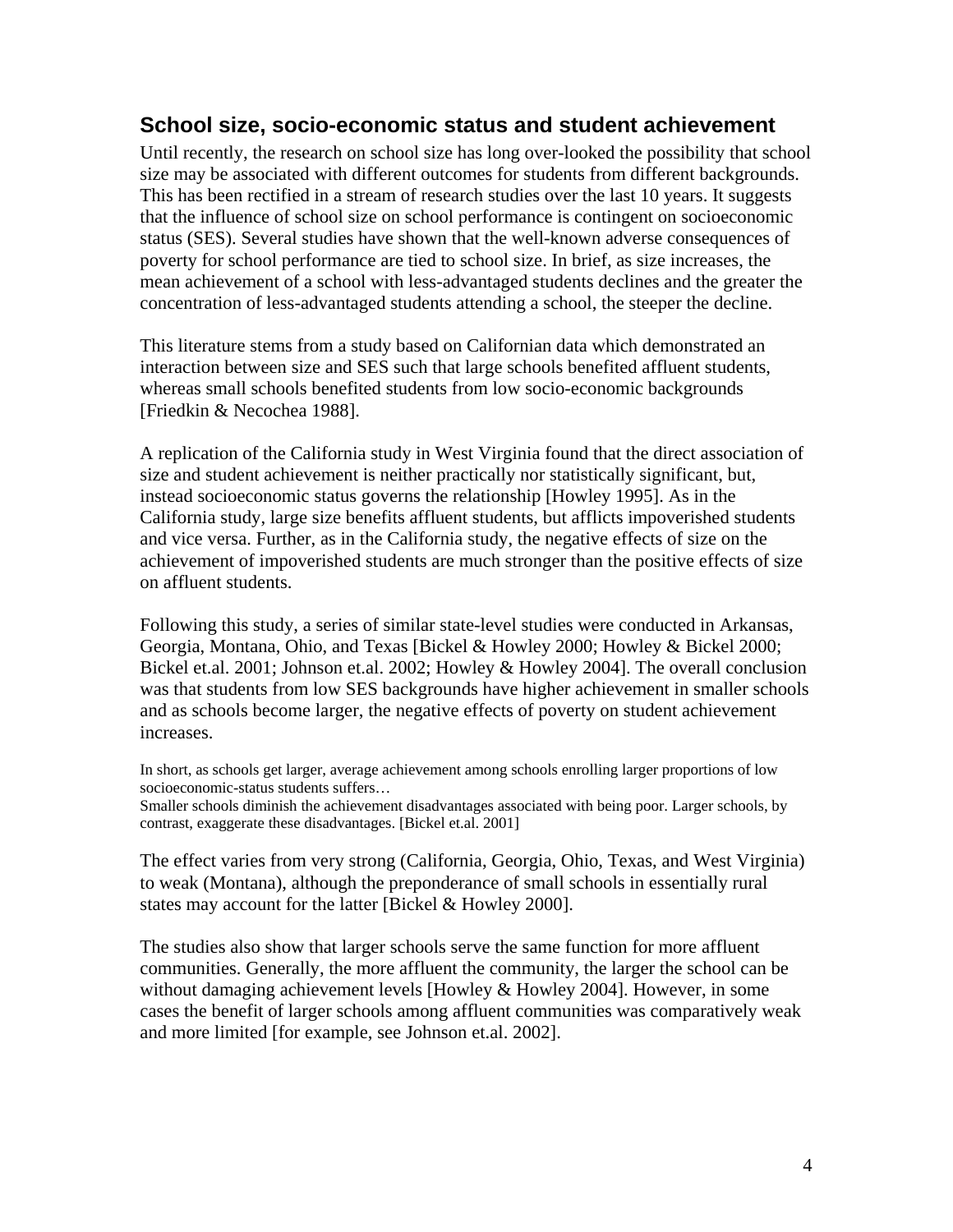## School size, socio-economic status and student achievement

Until recently, the research on school size has long over-looked the possibility that school size may be associated with different outcomes for students from different backgrounds. This has been rectified in a stream of research studies over the last 10 years. It suggests that the influence of school size on school performance is contingent on socioeconomic status (SES). Several studies have shown that the well-known adverse consequences of poverty for school performance are tied to school size. In brief, as size increases, the mean achievement of a school with less-advantaged students declines and the greater the concentration of less-advantaged students attending a school, the steeper the decline.

This literature stems from a study based on Californian data which demonstrated an interaction between size and SES such that large schools benefited affluent students, whereas small schools benefited students from low socio-economic backgrounds [Friedkin & Necochea 1988].

A replication of the California study in West Virginia found that the direct association of size and student achievement is neither practically nor statistically significant, but, instead socioeconomic status governs the relationship [Howley 1995]. As in the California study, large size benefits affluent students, but afflicts impoverished students and vice versa. Further, as in the California study, the negative effects of size on the achievement of impoverished students are much stronger than the positive effects of size on affluent students.

Following this study, a series of similar state-level studies were conducted in Arkansas, Georgia, Montana, Ohio, and Texas [Bickel & Howley 2000; Howley & Bickel 2000; Bickel et.al. 2001; Johnson et.al. 2002; Howley & Howley 2004]. The overall conclusion was that students from low SES backgrounds have higher achievement in smaller schools and as schools become larger, the negative effects of poverty on student achievement increases.

> In short, as schools get larger, average achievement among schools enrolling larger proportions of low socioeconomic-status students suffers…
> Smaller schools diminish the achievement disadvantages associated with being poor. Larger schools, by contrast, exaggerate these disadvantages. [Bickel et.al. 2001]

The effect varies from very strong (California, Georgia, Ohio, Texas, and West Virginia) to weak (Montana), although the preponderance of small schools in essentially rural states may account for the latter [Bickel & Howley 2000].

The studies also show that larger schools serve the same function for more affluent communities. Generally, the more affluent the community, the larger the school can be without damaging achievement levels [Howley & Howley 2004]. However, in some cases the benefit of larger schools among affluent communities was comparatively weak and more limited [for example, see Johnson et.al. 2002].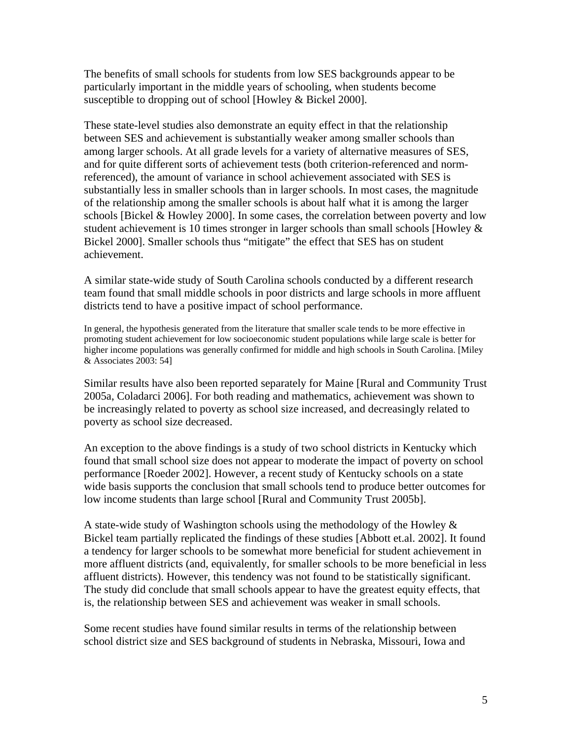The benefits of small schools for students from low SES backgrounds appear to be particularly important in the middle years of schooling, when students become susceptible to dropping out of school [Howley & Bickel 2000].

These state-level studies also demonstrate an equity effect in that the relationship between SES and achievement is substantially weaker among smaller schools than among larger schools. At all grade levels for a variety of alternative measures of SES, and for quite different sorts of achievement tests (both criterion-referenced and norm-referenced), the amount of variance in school achievement associated with SES is substantially less in smaller schools than in larger schools. In most cases, the magnitude of the relationship among the smaller schools is about half what it is among the larger schools [Bickel & Howley 2000]. In some cases, the correlation between poverty and low student achievement is 10 times stronger in larger schools than small schools [Howley & Bickel 2000]. Smaller schools thus "mitigate" the effect that SES has on student achievement.

A similar state-wide study of South Carolina schools conducted by a different research team found that small middle schools in poor districts and large schools in more affluent districts tend to have a positive impact of school performance.

> In general, the hypothesis generated from the literature that smaller scale tends to be more effective in promoting student achievement for low socioeconomic student populations while large scale is better for higher income populations was generally confirmed for middle and high schools in South Carolina. [Miley & Associates 2003: 54]

Similar results have also been reported separately for Maine [Rural and Community Trust 2005a, Coladarci 2006]. For both reading and mathematics, achievement was shown to be increasingly related to poverty as school size increased, and decreasingly related to poverty as school size decreased.

An exception to the above findings is a study of two school districts in Kentucky which found that small school size does not appear to moderate the impact of poverty on school performance [Roeder 2002]. However, a recent study of Kentucky schools on a state wide basis supports the conclusion that small schools tend to produce better outcomes for low income students than large school [Rural and Community Trust 2005b].

A state-wide study of Washington schools using the methodology of the Howley & Bickel team partially replicated the findings of these studies [Abbott et.al. 2002]. It found a tendency for larger schools to be somewhat more beneficial for student achievement in more affluent districts (and, equivalently, for smaller schools to be more beneficial in less affluent districts). However, this tendency was not found to be statistically significant. The study did conclude that small schools appear to have the greatest equity effects, that is, the relationship between SES and achievement was weaker in small schools.

Some recent studies have found similar results in terms of the relationship between school district size and SES background of students in Nebraska, Missouri, Iowa and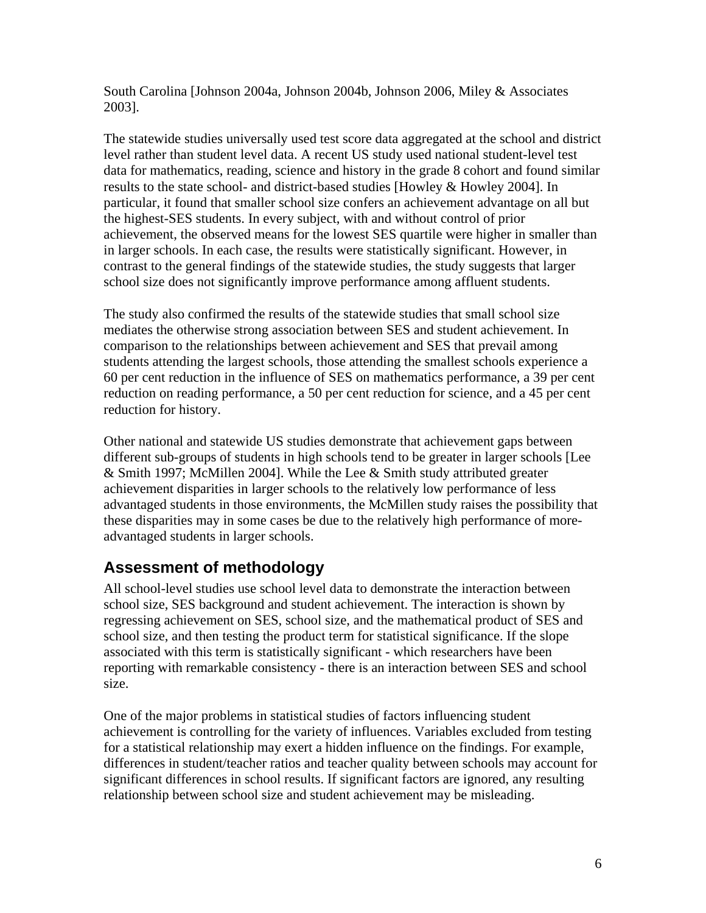South Carolina [Johnson 2004a, Johnson 2004b, Johnson 2006, Miley & Associates 2003].

The statewide studies universally used test score data aggregated at the school and district level rather than student level data. A recent US study used national student-level test data for mathematics, reading, science and history in the grade 8 cohort and found similar results to the state school- and district-based studies [Howley & Howley 2004]. In particular, it found that smaller school size confers an achievement advantage on all but the highest-SES students. In every subject, with and without control of prior achievement, the observed means for the lowest SES quartile were higher in smaller than in larger schools. In each case, the results were statistically significant. However, in contrast to the general findings of the statewide studies, the study suggests that larger school size does not significantly improve performance among affluent students.

The study also confirmed the results of the statewide studies that small school size mediates the otherwise strong association between SES and student achievement. In comparison to the relationships between achievement and SES that prevail among students attending the largest schools, those attending the smallest schools experience a 60 per cent reduction in the influence of SES on mathematics performance, a 39 per cent reduction on reading performance, a 50 per cent reduction for science, and a 45 per cent reduction for history.

Other national and statewide US studies demonstrate that achievement gaps between different sub-groups of students in high schools tend to be greater in larger schools [Lee & Smith 1997; McMillen 2004]. While the Lee & Smith study attributed greater achievement disparities in larger schools to the relatively low performance of less advantaged students in those environments, the McMillen study raises the possibility that these disparities may in some cases be due to the relatively high performance of more-advantaged students in larger schools.

## Assessment of methodology

All school-level studies use school level data to demonstrate the interaction between school size, SES background and student achievement. The interaction is shown by regressing achievement on SES, school size, and the mathematical product of SES and school size, and then testing the product term for statistical significance. If the slope associated with this term is statistically significant - which researchers have been reporting with remarkable consistency - there is an interaction between SES and school size.

One of the major problems in statistical studies of factors influencing student achievement is controlling for the variety of influences. Variables excluded from testing for a statistical relationship may exert a hidden influence on the findings. For example, differences in student/teacher ratios and teacher quality between schools may account for significant differences in school results. If significant factors are ignored, any resulting relationship between school size and student achievement may be misleading.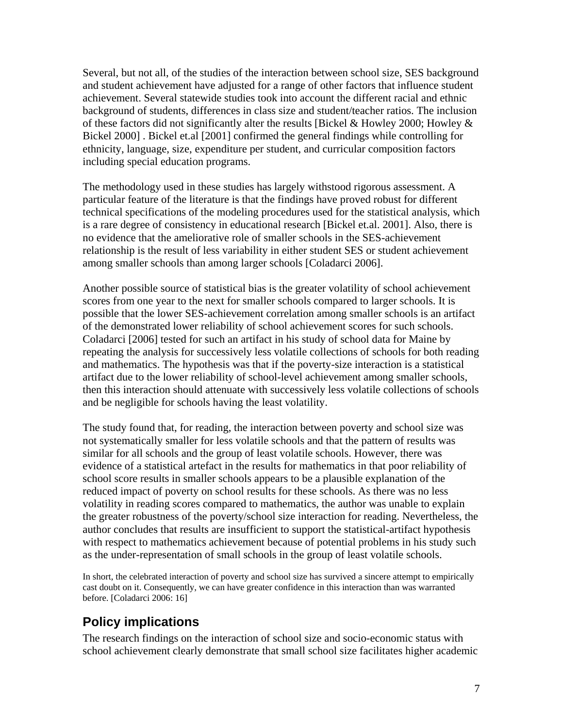Several, but not all, of the studies of the interaction between school size, SES background and student achievement have adjusted for a range of other factors that influence student achievement. Several statewide studies took into account the different racial and ethnic background of students, differences in class size and student/teacher ratios. The inclusion of these factors did not significantly alter the results [Bickel & Howley 2000; Howley & Bickel 2000] . Bickel et.al [2001] confirmed the general findings while controlling for ethnicity, language, size, expenditure per student, and curricular composition factors including special education programs.

The methodology used in these studies has largely withstood rigorous assessment. A particular feature of the literature is that the findings have proved robust for different technical specifications of the modeling procedures used for the statistical analysis, which is a rare degree of consistency in educational research [Bickel et.al. 2001]. Also, there is no evidence that the ameliorative role of smaller schools in the SES-achievement relationship is the result of less variability in either student SES or student achievement among smaller schools than among larger schools [Coladarci 2006].

Another possible source of statistical bias is the greater volatility of school achievement scores from one year to the next for smaller schools compared to larger schools. It is possible that the lower SES-achievement correlation among smaller schools is an artifact of the demonstrated lower reliability of school achievement scores for such schools. Coladarci [2006] tested for such an artifact in his study of school data for Maine by repeating the analysis for successively less volatile collections of schools for both reading and mathematics. The hypothesis was that if the poverty-size interaction is a statistical artifact due to the lower reliability of school-level achievement among smaller schools, then this interaction should attenuate with successively less volatile collections of schools and be negligible for schools having the least volatility.

The study found that, for reading, the interaction between poverty and school size was not systematically smaller for less volatile schools and that the pattern of results was similar for all schools and the group of least volatile schools. However, there was evidence of a statistical artefact in the results for mathematics in that poor reliability of school score results in smaller schools appears to be a plausible explanation of the reduced impact of poverty on school results for these schools. As there was no less volatility in reading scores compared to mathematics, the author was unable to explain the greater robustness of the poverty/school size interaction for reading. Nevertheless, the author concludes that results are insufficient to support the statistical-artifact hypothesis with respect to mathematics achievement because of potential problems in his study such as the under-representation of small schools in the group of least volatile schools.

> In short, the celebrated interaction of poverty and school size has survived a sincere attempt to empirically cast doubt on it. Consequently, we can have greater confidence in this interaction than was warranted before. [Coladarci 2006: 16]

## Policy implications

The research findings on the interaction of school size and socio-economic status with school achievement clearly demonstrate that small school size facilitates higher academic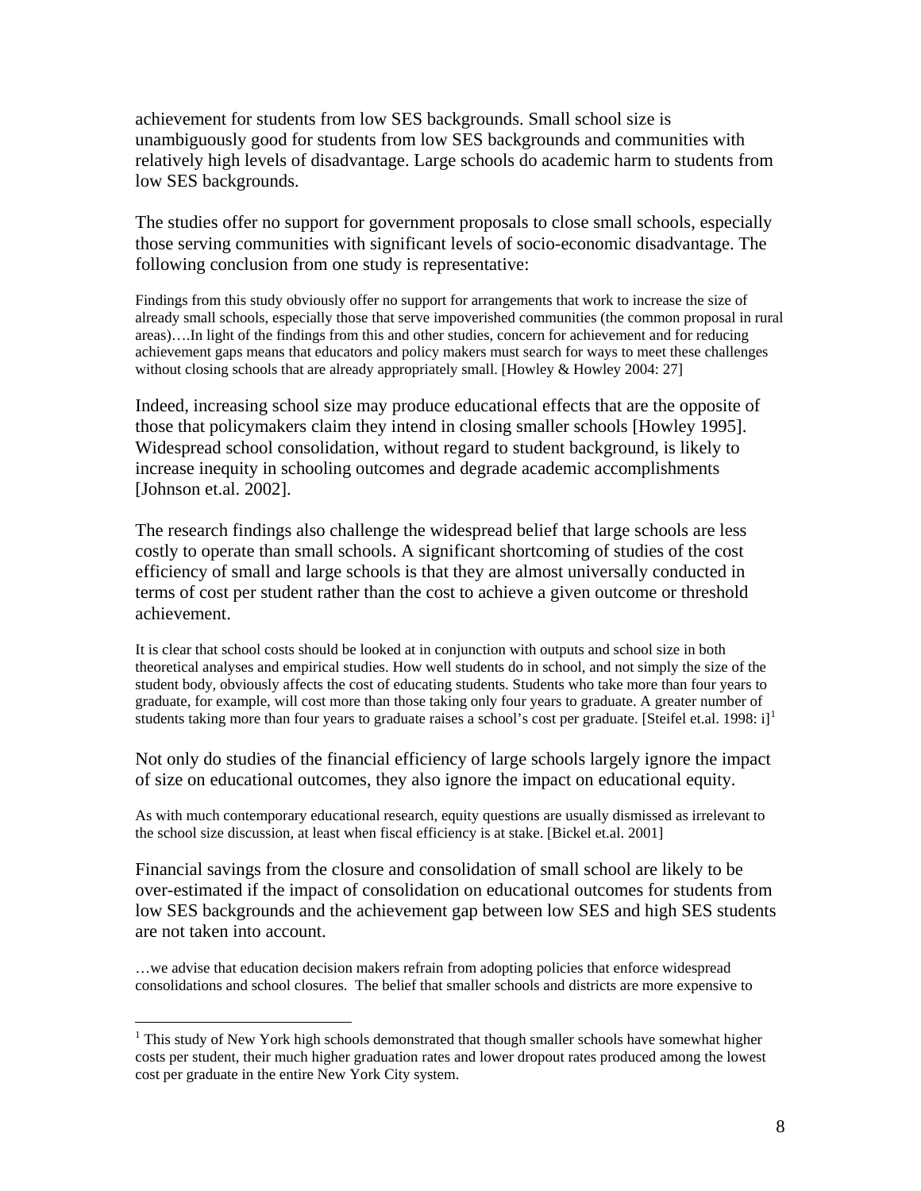achievement for students from low SES backgrounds. Small school size is unambiguously good for students from low SES backgrounds and communities with relatively high levels of disadvantage. Large schools do academic harm to students from low SES backgrounds.

The studies offer no support for government proposals to close small schools, especially those serving communities with significant levels of socio-economic disadvantage. The following conclusion from one study is representative:

> Findings from this study obviously offer no support for arrangements that work to increase the size of already small schools, especially those that serve impoverished communities (the common proposal in rural areas)….In light of the findings from this and other studies, concern for achievement and for reducing achievement gaps means that educators and policy makers must search for ways to meet these challenges without closing schools that are already appropriately small. [Howley & Howley 2004: 27]

Indeed, increasing school size may produce educational effects that are the opposite of those that policymakers claim they intend in closing smaller schools [Howley 1995]. Widespread school consolidation, without regard to student background, is likely to increase inequity in schooling outcomes and degrade academic accomplishments [Johnson et.al. 2002].

The research findings also challenge the widespread belief that large schools are less costly to operate than small schools. A significant shortcoming of studies of the cost efficiency of small and large schools is that they are almost universally conducted in terms of cost per student rather than the cost to achieve a given outcome or threshold achievement.

> It is clear that school costs should be looked at in conjunction with outputs and school size in both theoretical analyses and empirical studies. How well students do in school, and not simply the size of the student body, obviously affects the cost of educating students. Students who take more than four years to graduate, for example, will cost more than those taking only four years to graduate. A greater number of students taking more than four years to graduate raises a school's cost per graduate. [Steifel et.al. 1998: i][1]

Not only do studies of the financial efficiency of large schools largely ignore the impact of size on educational outcomes, they also ignore the impact on educational equity.

> As with much contemporary educational research, equity questions are usually dismissed as irrelevant to the school size discussion, at least when fiscal efficiency is at stake. [Bickel et.al. 2001]

Financial savings from the closure and consolidation of small school are likely to be over-estimated if the impact of consolidation on educational outcomes for students from low SES backgrounds and the achievement gap between low SES and high SES students are not taken into account.

> …we advise that education decision makers refrain from adopting policies that enforce widespread consolidations and school closures. The belief that smaller schools and districts are more expensive to

---

[1] This study of New York high schools demonstrated that though smaller schools have somewhat higher costs per student, their much higher graduation rates and lower dropout rates produced among the lowest cost per graduate in the entire New York City system.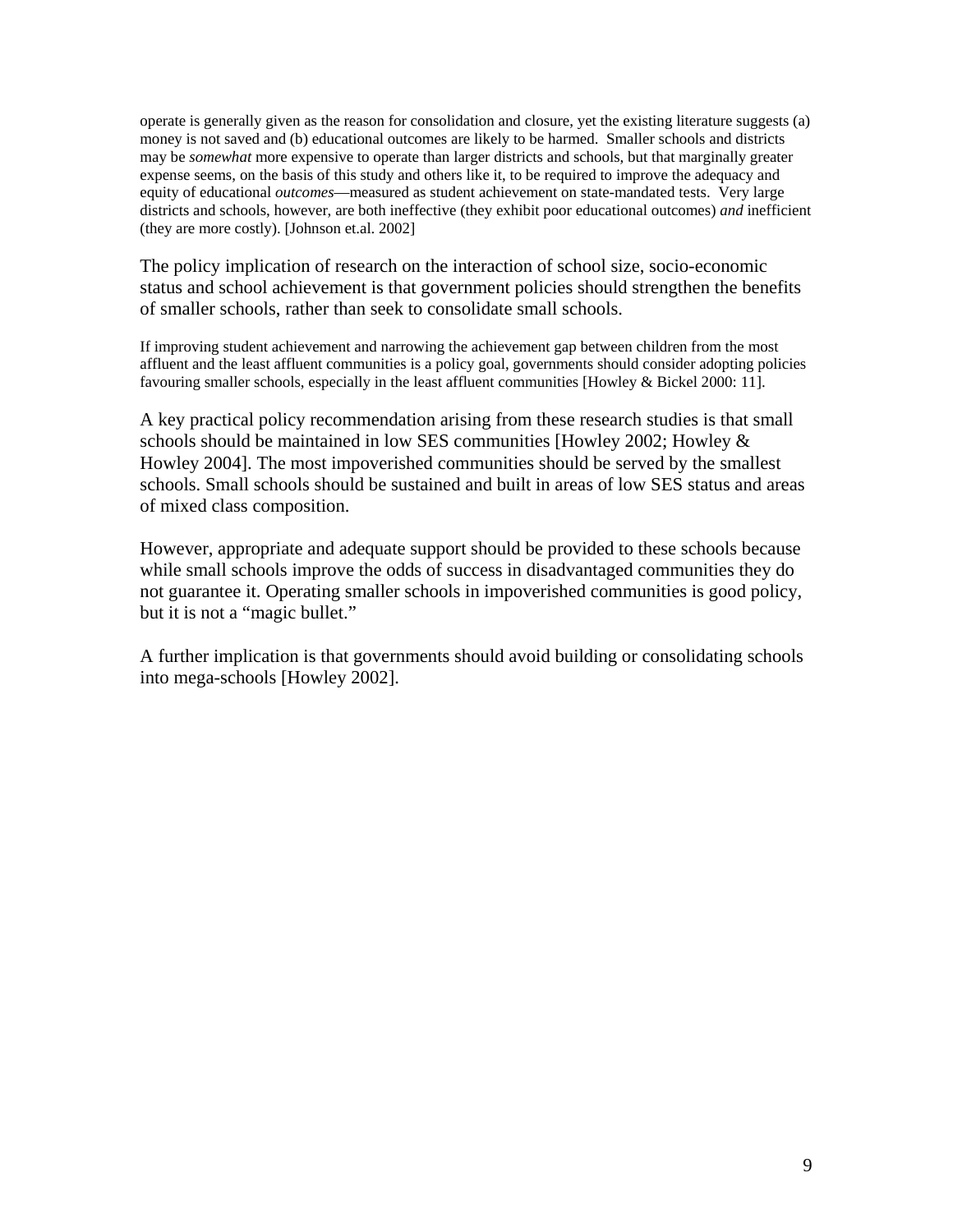operate is generally given as the reason for consolidation and closure, yet the existing literature suggests (a) money is not saved and (b) educational outcomes are likely to be harmed. Smaller schools and districts may be *somewhat* more expensive to operate than larger districts and schools, but that marginally greater expense seems, on the basis of this study and others like it, to be required to improve the adequacy and equity of educational *outcomes*—measured as student achievement on state-mandated tests. Very large districts and schools, however, are both ineffective (they exhibit poor educational outcomes) *and* inefficient (they are more costly). [Johnson et.al. 2002]

The policy implication of research on the interaction of school size, socio-economic status and school achievement is that government policies should strengthen the benefits of smaller schools, rather than seek to consolidate small schools.

If improving student achievement and narrowing the achievement gap between children from the most affluent and the least affluent communities is a policy goal, governments should consider adopting policies favouring smaller schools, especially in the least affluent communities [Howley & Bickel 2000: 11].

A key practical policy recommendation arising from these research studies is that small schools should be maintained in low SES communities [Howley 2002; Howley & Howley 2004]. The most impoverished communities should be served by the smallest schools. Small schools should be sustained and built in areas of low SES status and areas of mixed class composition.

However, appropriate and adequate support should be provided to these schools because while small schools improve the odds of success in disadvantaged communities they do not guarantee it. Operating smaller schools in impoverished communities is good policy, but it is not a "magic bullet."

A further implication is that governments should avoid building or consolidating schools into mega-schools [Howley 2002].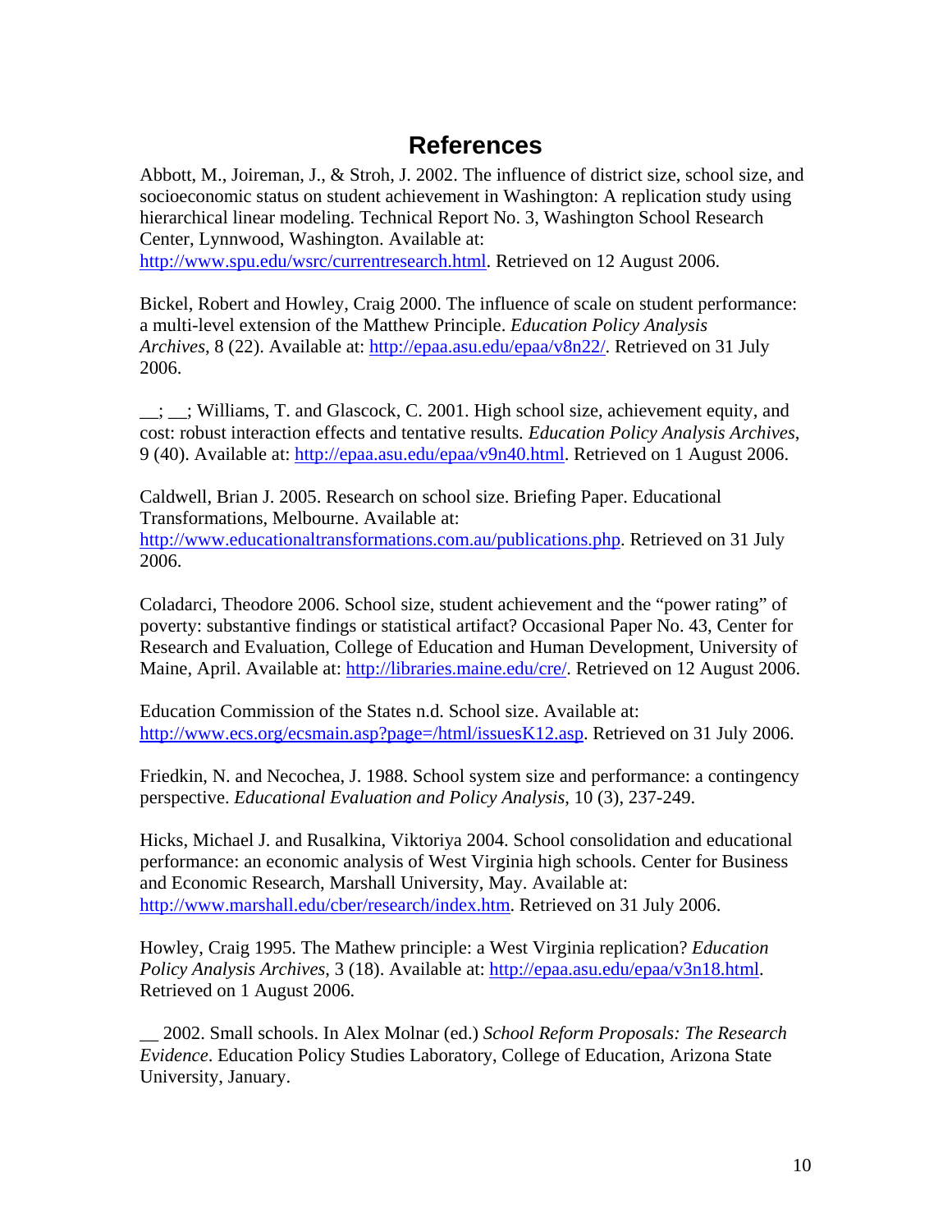# References

Abbott, M., Joireman, J., & Stroh, J. 2002. The influence of district size, school size, and socioeconomic status on student achievement in Washington: A replication study using hierarchical linear modeling. Technical Report No. 3, Washington School Research Center, Lynnwood, Washington. Available at: http://www.spu.edu/wsrc/currentresearch.html. Retrieved on 12 August 2006.

Bickel, Robert and Howley, Craig 2000. The influence of scale on student performance: a multi-level extension of the Matthew Principle. *Education Policy Analysis Archives*, 8 (22). Available at: http://epaa.asu.edu/epaa/v8n22/. Retrieved on 31 July 2006.

__; __; Williams, T. and Glascock, C. 2001. High school size, achievement equity, and cost: robust interaction effects and tentative results. *Education Policy Analysis Archives*, 9 (40). Available at: http://epaa.asu.edu/epaa/v9n40.html. Retrieved on 1 August 2006.

Caldwell, Brian J. 2005. Research on school size. Briefing Paper. Educational Transformations, Melbourne. Available at: http://www.educationaltransformations.com.au/publications.php. Retrieved on 31 July 2006.

Coladarci, Theodore 2006. School size, student achievement and the "power rating" of poverty: substantive findings or statistical artifact? Occasional Paper No. 43, Center for Research and Evaluation, College of Education and Human Development, University of Maine, April. Available at: http://libraries.maine.edu/cre/. Retrieved on 12 August 2006.

Education Commission of the States n.d. School size. Available at: http://www.ecs.org/ecsmain.asp?page=/html/issuesK12.asp. Retrieved on 31 July 2006.

Friedkin, N. and Necochea, J. 1988. School system size and performance: a contingency perspective. *Educational Evaluation and Policy Analysis*, 10 (3), 237-249.

Hicks, Michael J. and Rusalkina, Viktoriya 2004. School consolidation and educational performance: an economic analysis of West Virginia high schools. Center for Business and Economic Research, Marshall University, May. Available at: http://www.marshall.edu/cber/research/index.htm. Retrieved on 31 July 2006.

Howley, Craig 1995. The Mathew principle: a West Virginia replication? *Education Policy Analysis Archives*, 3 (18). Available at: http://epaa.asu.edu/epaa/v3n18.html. Retrieved on 1 August 2006.

__ 2002. Small schools. In Alex Molnar (ed.) *School Reform Proposals: The Research Evidence*. Education Policy Studies Laboratory, College of Education, Arizona State University, January.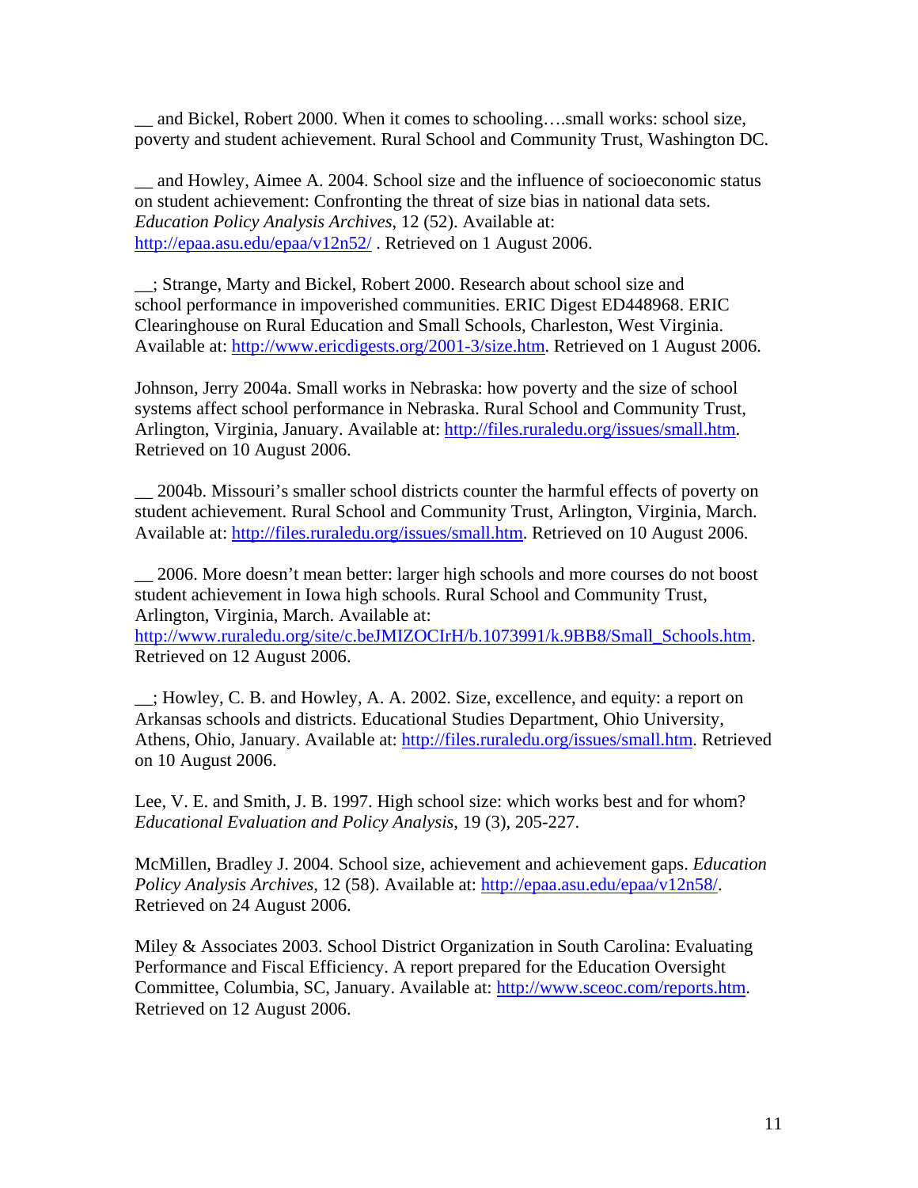__ and Bickel, Robert 2000. When it comes to schooling….small works: school size, poverty and student achievement. Rural School and Community Trust, Washington DC.

__ and Howley, Aimee A. 2004. School size and the influence of socioeconomic status on student achievement: Confronting the threat of size bias in national data sets. *Education Policy Analysis Archives*, 12 (52). Available at: http://epaa.asu.edu/epaa/v12n52/ . Retrieved on 1 August 2006.

__; Strange, Marty and Bickel, Robert 2000. Research about school size and school performance in impoverished communities. ERIC Digest ED448968. ERIC Clearinghouse on Rural Education and Small Schools, Charleston, West Virginia. Available at: http://www.ericdigests.org/2001-3/size.htm. Retrieved on 1 August 2006.

Johnson, Jerry 2004a. Small works in Nebraska: how poverty and the size of school systems affect school performance in Nebraska. Rural School and Community Trust, Arlington, Virginia, January. Available at: http://files.ruraledu.org/issues/small.htm. Retrieved on 10 August 2006.

__ 2004b. Missouri's smaller school districts counter the harmful effects of poverty on student achievement. Rural School and Community Trust, Arlington, Virginia, March. Available at: http://files.ruraledu.org/issues/small.htm. Retrieved on 10 August 2006.

__ 2006. More doesn't mean better: larger high schools and more courses do not boost student achievement in Iowa high schools. Rural School and Community Trust, Arlington, Virginia, March. Available at: http://www.ruraledu.org/site/c.beJMIZOCIrH/b.1073991/k.9BB8/Small_Schools.htm. Retrieved on 12 August 2006.

__; Howley, C. B. and Howley, A. A. 2002. Size, excellence, and equity: a report on Arkansas schools and districts. Educational Studies Department, Ohio University, Athens, Ohio, January. Available at: http://files.ruraledu.org/issues/small.htm. Retrieved on 10 August 2006.

Lee, V. E. and Smith, J. B. 1997. High school size: which works best and for whom? *Educational Evaluation and Policy Analysis*, 19 (3), 205-227.

McMillen, Bradley J. 2004. School size, achievement and achievement gaps. *Education Policy Analysis Archives*, 12 (58). Available at: http://epaa.asu.edu/epaa/v12n58/. Retrieved on 24 August 2006.

Miley & Associates 2003. School District Organization in South Carolina: Evaluating Performance and Fiscal Efficiency. A report prepared for the Education Oversight Committee, Columbia, SC, January. Available at: http://www.sceoc.com/reports.htm. Retrieved on 12 August 2006.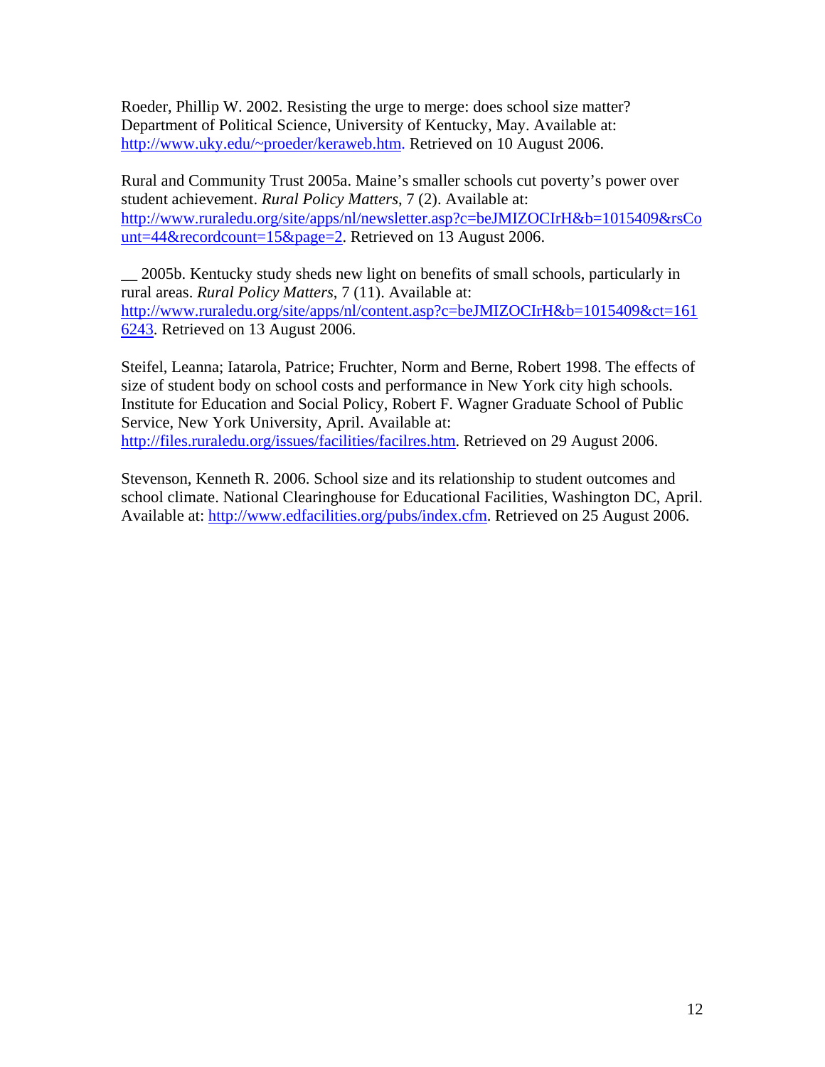Roeder, Phillip W. 2002. Resisting the urge to merge: does school size matter? Department of Political Science, University of Kentucky, May. Available at: http://www.uky.edu/~proeder/keraweb.htm. Retrieved on 10 August 2006.

Rural and Community Trust 2005a. Maine's smaller schools cut poverty's power over student achievement. *Rural Policy Matters*, 7 (2). Available at: http://www.ruraledu.org/site/apps/nl/newsletter.asp?c=beJMIZOCIrH&b=1015409&rsCount=44&recordcount=15&page=2. Retrieved on 13 August 2006.

__ 2005b. Kentucky study sheds new light on benefits of small schools, particularly in rural areas. *Rural Policy Matters*, 7 (11). Available at: http://www.ruraledu.org/site/apps/nl/content.asp?c=beJMIZOCIrH&b=1015409&ct=1616243. Retrieved on 13 August 2006.

Steifel, Leanna; Iatarola, Patrice; Fruchter, Norm and Berne, Robert 1998. The effects of size of student body on school costs and performance in New York city high schools. Institute for Education and Social Policy, Robert F. Wagner Graduate School of Public Service, New York University, April. Available at: http://files.ruraledu.org/issues/facilities/facilres.htm. Retrieved on 29 August 2006.

Stevenson, Kenneth R. 2006. School size and its relationship to student outcomes and school climate. National Clearinghouse for Educational Facilities, Washington DC, April. Available at: http://www.edfacilities.org/pubs/index.cfm. Retrieved on 25 August 2006.